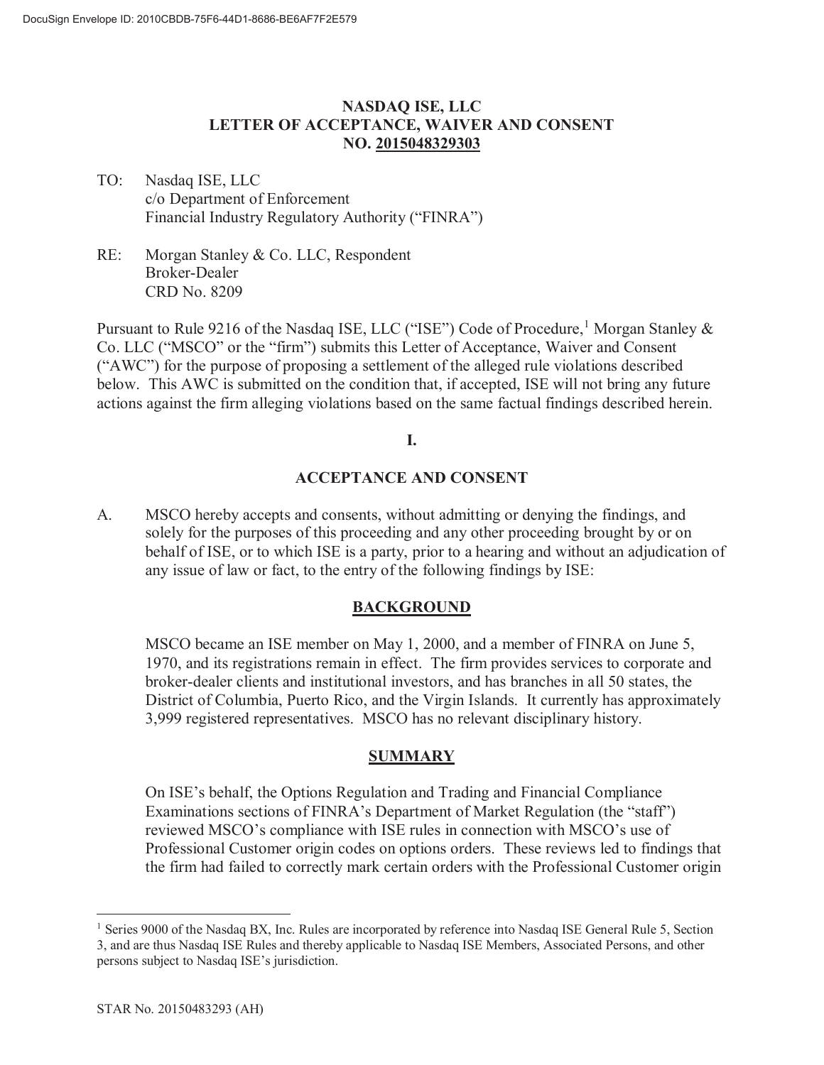# NASDAQ ISE, LLC
# LETTER OF ACCEPTANCE, WAIVER AND CONSENT
# NO. 2015048329303

TO: Nasdaq ISE, LLC
c/o Department of Enforcement
Financial Industry Regulatory Authority ("FINRA")

RE: Morgan Stanley & Co. LLC, Respondent
Broker-Dealer
CRD No. 8209

Pursuant to Rule 9216 of the Nasdaq ISE, LLC ("ISE") Code of Procedure,[1] Morgan Stanley & Co. LLC ("MSCO" or the "firm") submits this Letter of Acceptance, Waiver and Consent ("AWC") for the purpose of proposing a settlement of the alleged rule violations described below. This AWC is submitted on the condition that, if accepted, ISE will not bring any future actions against the firm alleging violations based on the same factual findings described herein.

## I.

## ACCEPTANCE AND CONSENT

A. MSCO hereby accepts and consents, without admitting or denying the findings, and solely for the purposes of this proceeding and any other proceeding brought by or on behalf of ISE, or to which ISE is a party, prior to a hearing and without an adjudication of any issue of law or fact, to the entry of the following findings by ISE:

### BACKGROUND

MSCO became an ISE member on May 1, 2000, and a member of FINRA on June 5, 1970, and its registrations remain in effect. The firm provides services to corporate and broker-dealer clients and institutional investors, and has branches in all 50 states, the District of Columbia, Puerto Rico, and the Virgin Islands. It currently has approximately 3,999 registered representatives. MSCO has no relevant disciplinary history.

### SUMMARY

On ISE's behalf, the Options Regulation and Trading and Financial Compliance Examinations sections of FINRA's Department of Market Regulation (the "staff") reviewed MSCO's compliance with ISE rules in connection with MSCO's use of Professional Customer origin codes on options orders. These reviews led to findings that the firm had failed to correctly mark certain orders with the Professional Customer origin

[1] Series 9000 of the Nasdaq BX, Inc. Rules are incorporated by reference into Nasdaq ISE General Rule 5, Section 3, and are thus Nasdaq ISE Rules and thereby applicable to Nasdaq ISE Members, Associated Persons, and other persons subject to Nasdaq ISE's jurisdiction.

STAR No. 20150483293 (AH)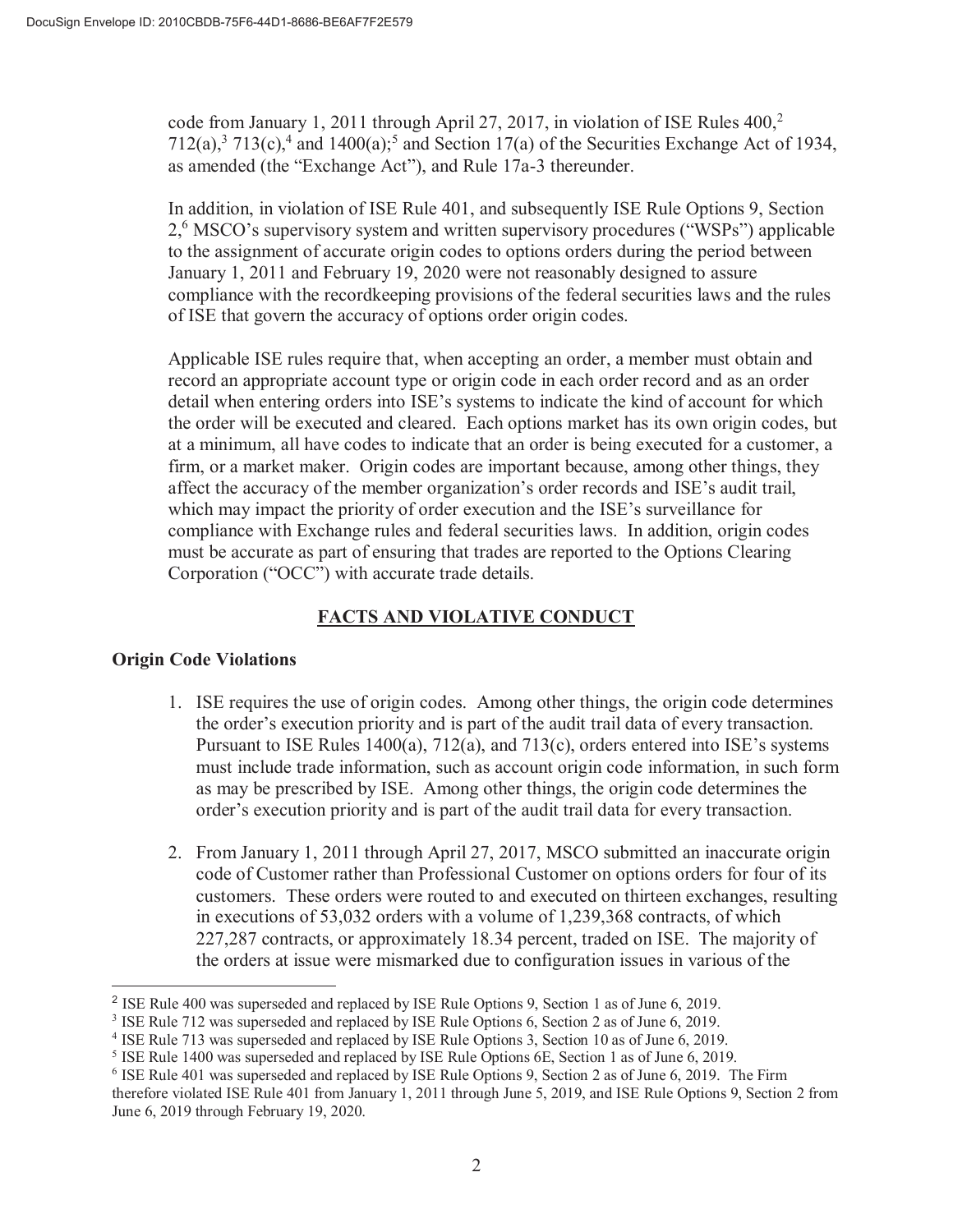code from January 1, 2011 through April 27, 2017, in violation of ISE Rules 400,[2] 712(a),[3] 713(c),[4] and 1400(a);[5] and Section 17(a) of the Securities Exchange Act of 1934, as amended (the "Exchange Act"), and Rule 17a-3 thereunder.

In addition, in violation of ISE Rule 401, and subsequently ISE Rule Options 9, Section 2,[6] MSCO's supervisory system and written supervisory procedures ("WSPs") applicable to the assignment of accurate origin codes to options orders during the period between January 1, 2011 and February 19, 2020 were not reasonably designed to assure compliance with the recordkeeping provisions of the federal securities laws and the rules of ISE that govern the accuracy of options order origin codes.

Applicable ISE rules require that, when accepting an order, a member must obtain and record an appropriate account type or origin code in each order record and as an order detail when entering orders into ISE's systems to indicate the kind of account for which the order will be executed and cleared. Each options market has its own origin codes, but at a minimum, all have codes to indicate that an order is being executed for a customer, a firm, or a market maker. Origin codes are important because, among other things, they affect the accuracy of the member organization's order records and ISE's audit trail, which may impact the priority of order execution and the ISE's surveillance for compliance with Exchange rules and federal securities laws. In addition, origin codes must be accurate as part of ensuring that trades are reported to the Options Clearing Corporation ("OCC") with accurate trade details.

## FACTS AND VIOLATIVE CONDUCT

### Origin Code Violations

1. ISE requires the use of origin codes. Among other things, the origin code determines the order's execution priority and is part of the audit trail data of every transaction. Pursuant to ISE Rules 1400(a), 712(a), and 713(c), orders entered into ISE's systems must include trade information, such as account origin code information, in such form as may be prescribed by ISE. Among other things, the origin code determines the order's execution priority and is part of the audit trail data for every transaction.

2. From January 1, 2011 through April 27, 2017, MSCO submitted an inaccurate origin code of Customer rather than Professional Customer on options orders for four of its customers. These orders were routed to and executed on thirteen exchanges, resulting in executions of 53,032 orders with a volume of 1,239,368 contracts, of which 227,287 contracts, or approximately 18.34 percent, traded on ISE. The majority of the orders at issue were mismarked due to configuration issues in various of the

---

[2] ISE Rule 400 was superseded and replaced by ISE Rule Options 9, Section 1 as of June 6, 2019.

[3] ISE Rule 712 was superseded and replaced by ISE Rule Options 6, Section 2 as of June 6, 2019.

[4] ISE Rule 713 was superseded and replaced by ISE Rule Options 3, Section 10 as of June 6, 2019.

[5] ISE Rule 1400 was superseded and replaced by ISE Rule Options 6E, Section 1 as of June 6, 2019.

[6] ISE Rule 401 was superseded and replaced by ISE Rule Options 9, Section 2 as of June 6, 2019. The Firm therefore violated ISE Rule 401 from January 1, 2011 through June 5, 2019, and ISE Rule Options 9, Section 2 from June 6, 2019 through February 19, 2020.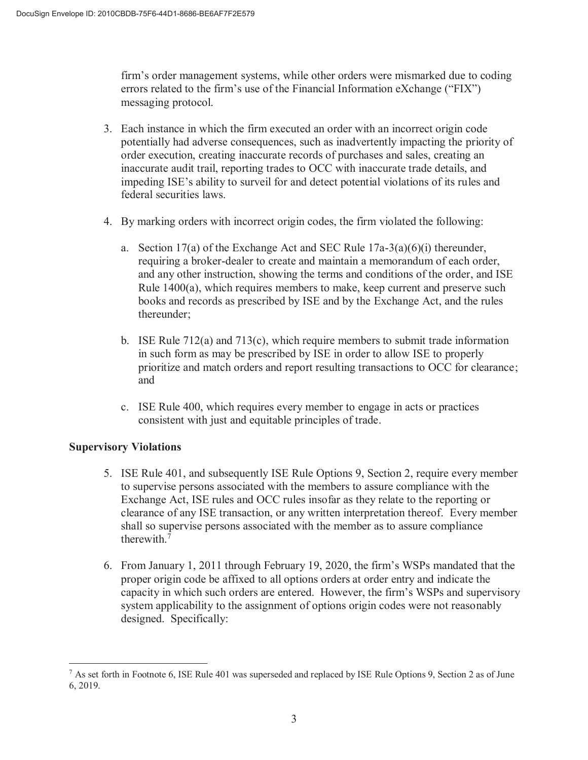firm's order management systems, while other orders were mismarked due to coding errors related to the firm's use of the Financial Information eXchange ("FIX") messaging protocol.

3. Each instance in which the firm executed an order with an incorrect origin code potentially had adverse consequences, such as inadvertently impacting the priority of order execution, creating inaccurate records of purchases and sales, creating an inaccurate audit trail, reporting trades to OCC with inaccurate trade details, and impeding ISE's ability to surveil for and detect potential violations of its rules and federal securities laws.

4. By marking orders with incorrect origin codes, the firm violated the following:

   a. Section 17(a) of the Exchange Act and SEC Rule 17a-3(a)(6)(i) thereunder, requiring a broker-dealer to create and maintain a memorandum of each order, and any other instruction, showing the terms and conditions of the order, and ISE Rule 1400(a), which requires members to make, keep current and preserve such books and records as prescribed by ISE and by the Exchange Act, and the rules thereunder;

   b. ISE Rule 712(a) and 713(c), which require members to submit trade information in such form as may be prescribed by ISE in order to allow ISE to properly prioritize and match orders and report resulting transactions to OCC for clearance; and

   c. ISE Rule 400, which requires every member to engage in acts or practices consistent with just and equitable principles of trade.

**Supervisory Violations**

5. ISE Rule 401, and subsequently ISE Rule Options 9, Section 2, require every member to supervise persons associated with the members to assure compliance with the Exchange Act, ISE rules and OCC rules insofar as they relate to the reporting or clearance of any ISE transaction, or any written interpretation thereof. Every member shall so supervise persons associated with the member as to assure compliance therewith.[7]

6. From January 1, 2011 through February 19, 2020, the firm's WSPs mandated that the proper origin code be affixed to all options orders at order entry and indicate the capacity in which such orders are entered. However, the firm's WSPs and supervisory system applicability to the assignment of options origin codes were not reasonably designed. Specifically:

---

[7] As set forth in Footnote 6, ISE Rule 401 was superseded and replaced by ISE Rule Options 9, Section 2 as of June 6, 2019.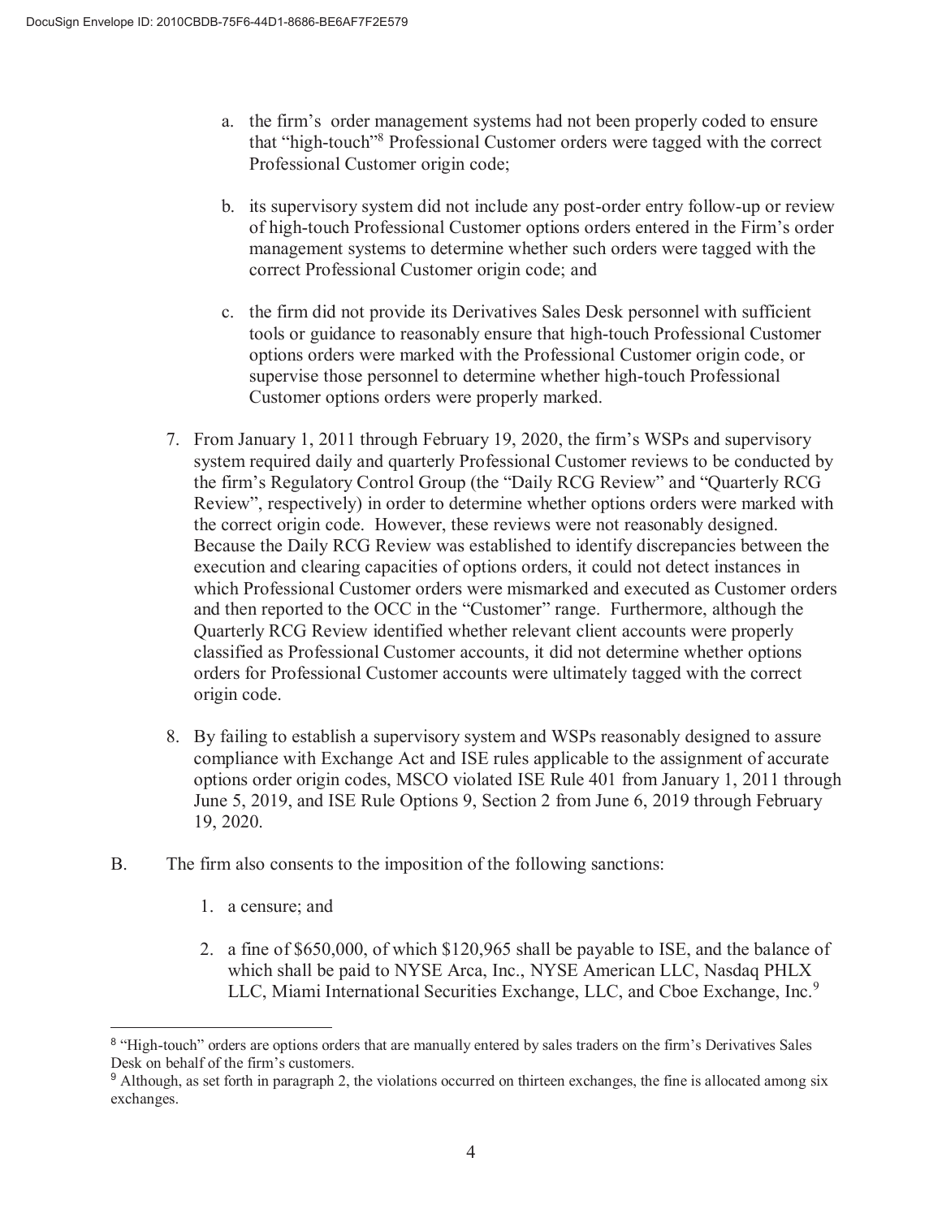a. the firm's order management systems had not been properly coded to ensure that "high-touch"[8] Professional Customer orders were tagged with the correct Professional Customer origin code;

b. its supervisory system did not include any post-order entry follow-up or review of high-touch Professional Customer options orders entered in the Firm's order management systems to determine whether such orders were tagged with the correct Professional Customer origin code; and

c. the firm did not provide its Derivatives Sales Desk personnel with sufficient tools or guidance to reasonably ensure that high-touch Professional Customer options orders were marked with the Professional Customer origin code, or supervise those personnel to determine whether high-touch Professional Customer options orders were properly marked.

7. From January 1, 2011 through February 19, 2020, the firm's WSPs and supervisory system required daily and quarterly Professional Customer reviews to be conducted by the firm's Regulatory Control Group (the "Daily RCG Review" and "Quarterly RCG Review", respectively) in order to determine whether options orders were marked with the correct origin code. However, these reviews were not reasonably designed. Because the Daily RCG Review was established to identify discrepancies between the execution and clearing capacities of options orders, it could not detect instances in which Professional Customer orders were mismarked and executed as Customer orders and then reported to the OCC in the "Customer" range. Furthermore, although the Quarterly RCG Review identified whether relevant client accounts were properly classified as Professional Customer accounts, it did not determine whether options orders for Professional Customer accounts were ultimately tagged with the correct origin code.

8. By failing to establish a supervisory system and WSPs reasonably designed to assure compliance with Exchange Act and ISE rules applicable to the assignment of accurate options order origin codes, MSCO violated ISE Rule 401 from January 1, 2011 through June 5, 2019, and ISE Rule Options 9, Section 2 from June 6, 2019 through February 19, 2020.

B. The firm also consents to the imposition of the following sanctions:

1. a censure; and

2. a fine of $650,000, of which $120,965 shall be payable to ISE, and the balance of which shall be paid to NYSE Arca, Inc., NYSE American LLC, Nasdaq PHLX LLC, Miami International Securities Exchange, LLC, and Cboe Exchange, Inc.[9]

---

[8] "High-touch" orders are options orders that are manually entered by sales traders on the firm's Derivatives Sales Desk on behalf of the firm's customers.

[9] Although, as set forth in paragraph 2, the violations occurred on thirteen exchanges, the fine is allocated among six exchanges.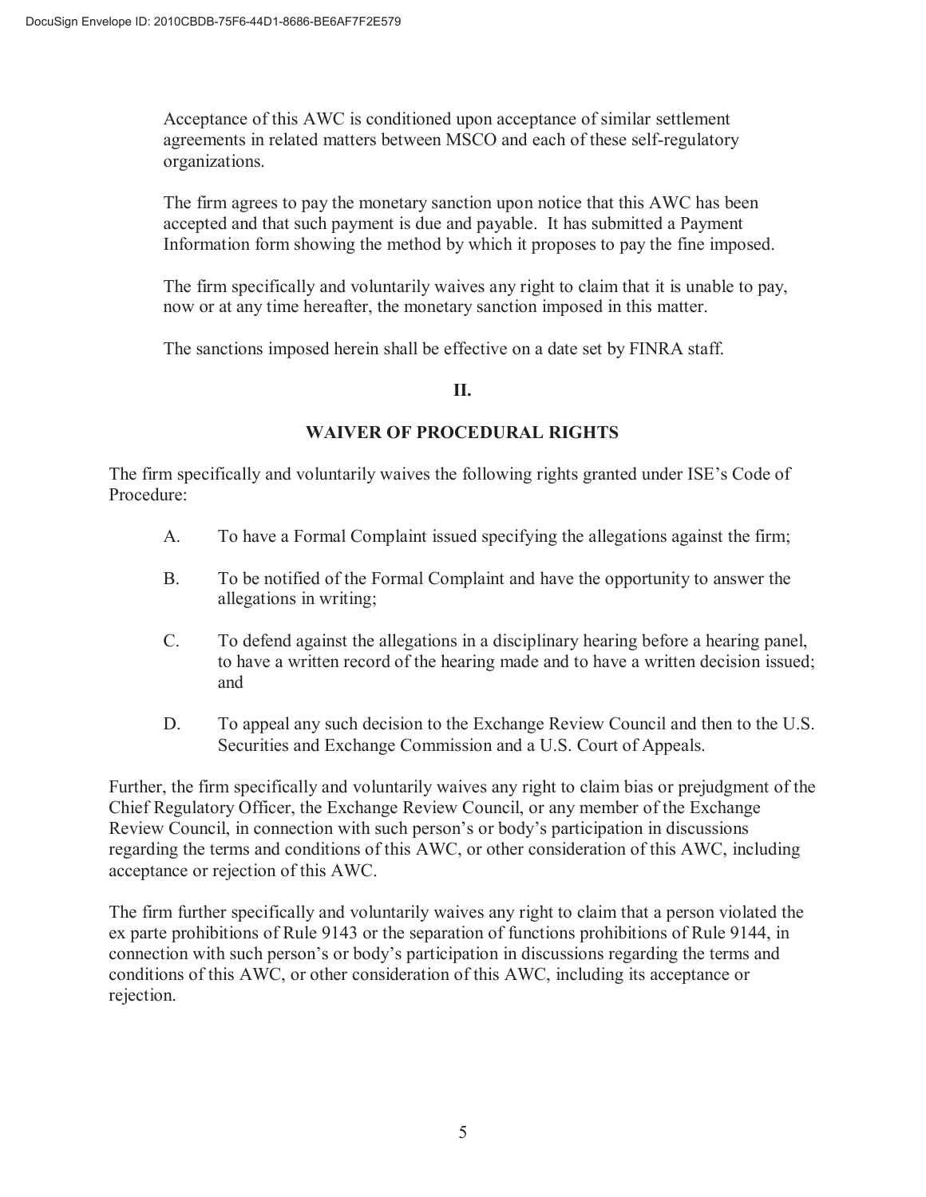Acceptance of this AWC is conditioned upon acceptance of similar settlement agreements in related matters between MSCO and each of these self-regulatory organizations.

The firm agrees to pay the monetary sanction upon notice that this AWC has been accepted and that such payment is due and payable. It has submitted a Payment Information form showing the method by which it proposes to pay the fine imposed.

The firm specifically and voluntarily waives any right to claim that it is unable to pay, now or at any time hereafter, the monetary sanction imposed in this matter.

The sanctions imposed herein shall be effective on a date set by FINRA staff.

## II.

## WAIVER OF PROCEDURAL RIGHTS

The firm specifically and voluntarily waives the following rights granted under ISE's Code of Procedure:

A. To have a Formal Complaint issued specifying the allegations against the firm;

B. To be notified of the Formal Complaint and have the opportunity to answer the allegations in writing;

C. To defend against the allegations in a disciplinary hearing before a hearing panel, to have a written record of the hearing made and to have a written decision issued; and

D. To appeal any such decision to the Exchange Review Council and then to the U.S. Securities and Exchange Commission and a U.S. Court of Appeals.

Further, the firm specifically and voluntarily waives any right to claim bias or prejudgment of the Chief Regulatory Officer, the Exchange Review Council, or any member of the Exchange Review Council, in connection with such person's or body's participation in discussions regarding the terms and conditions of this AWC, or other consideration of this AWC, including acceptance or rejection of this AWC.

The firm further specifically and voluntarily waives any right to claim that a person violated the ex parte prohibitions of Rule 9143 or the separation of functions prohibitions of Rule 9144, in connection with such person's or body's participation in discussions regarding the terms and conditions of this AWC, or other consideration of this AWC, including its acceptance or rejection.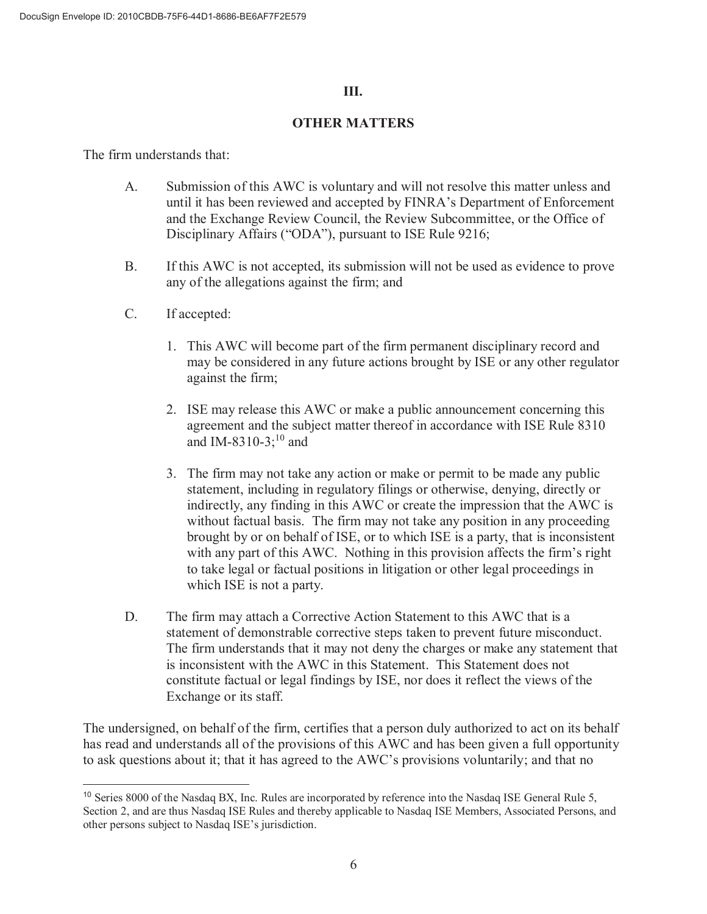## III.

## OTHER MATTERS

The firm understands that:

A. Submission of this AWC is voluntary and will not resolve this matter unless and until it has been reviewed and accepted by FINRA's Department of Enforcement and the Exchange Review Council, the Review Subcommittee, or the Office of Disciplinary Affairs ("ODA"), pursuant to ISE Rule 9216;

B. If this AWC is not accepted, its submission will not be used as evidence to prove any of the allegations against the firm; and

C. If accepted:

1. This AWC will become part of the firm permanent disciplinary record and may be considered in any future actions brought by ISE or any other regulator against the firm;

2. ISE may release this AWC or make a public announcement concerning this agreement and the subject matter thereof in accordance with ISE Rule 8310 and IM-8310-3;[10] and

3. The firm may not take any action or make or permit to be made any public statement, including in regulatory filings or otherwise, denying, directly or indirectly, any finding in this AWC or create the impression that the AWC is without factual basis. The firm may not take any position in any proceeding brought by or on behalf of ISE, or to which ISE is a party, that is inconsistent with any part of this AWC. Nothing in this provision affects the firm's right to take legal or factual positions in litigation or other legal proceedings in which ISE is not a party.

D. The firm may attach a Corrective Action Statement to this AWC that is a statement of demonstrable corrective steps taken to prevent future misconduct. The firm understands that it may not deny the charges or make any statement that is inconsistent with the AWC in this Statement. This Statement does not constitute factual or legal findings by ISE, nor does it reflect the views of the Exchange or its staff.

The undersigned, on behalf of the firm, certifies that a person duly authorized to act on its behalf has read and understands all of the provisions of this AWC and has been given a full opportunity to ask questions about it; that it has agreed to the AWC's provisions voluntarily; and that no

---

[10] Series 8000 of the Nasdaq BX, Inc. Rules are incorporated by reference into the Nasdaq ISE General Rule 5, Section 2, and are thus Nasdaq ISE Rules and thereby applicable to Nasdaq ISE Members, Associated Persons, and other persons subject to Nasdaq ISE's jurisdiction.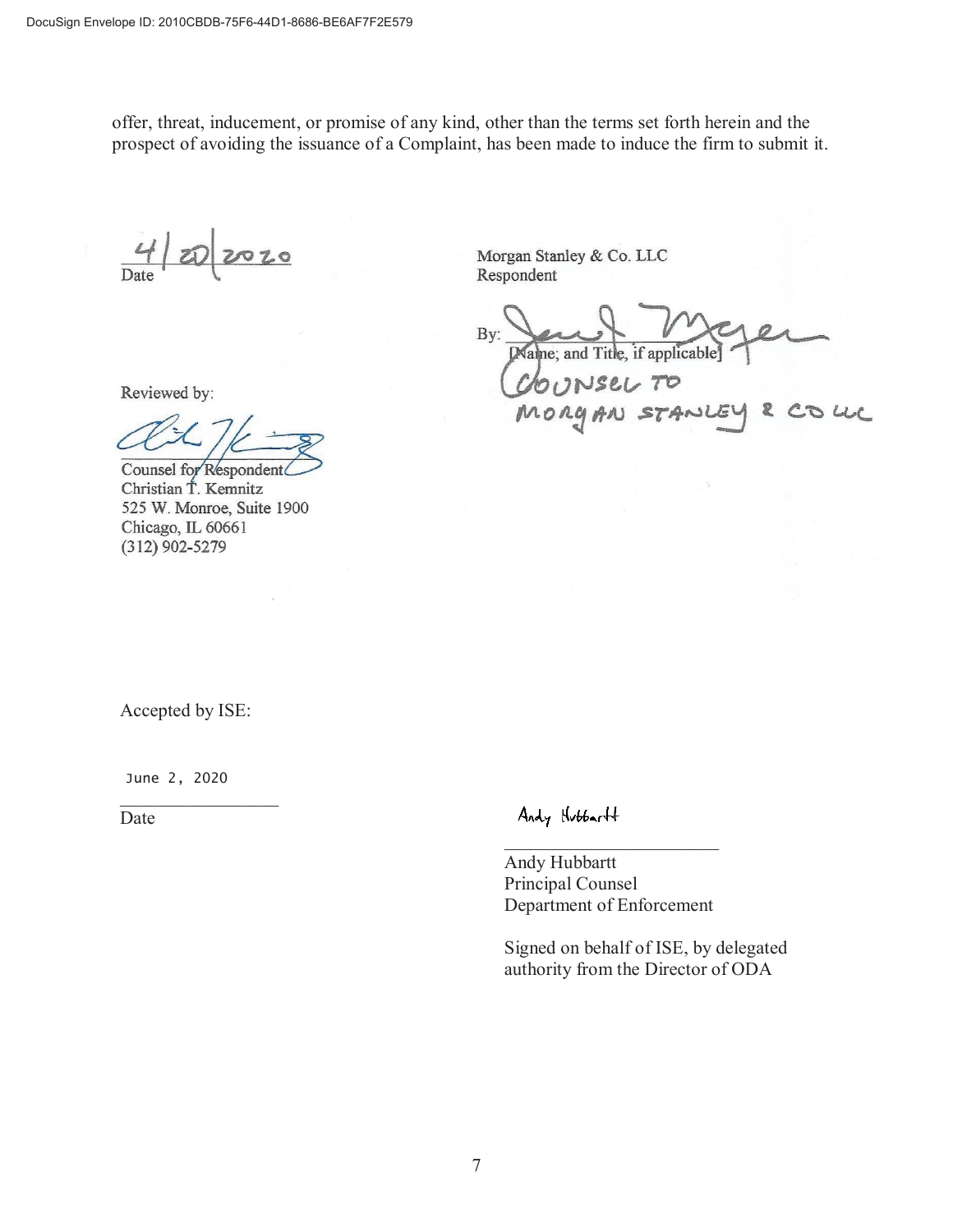offer, threat, inducement, or promise of any kind, other than the terms set forth herein and the prospect of avoiding the issuance of a Complaint, has been made to induce the firm to submit it.

4/20/2020
Date

Morgan Stanley & Co. LLC
Respondent

By: ______________________
[Name; and Title, if applicable]
COUNSEL TO MORGAN STANLEY & CO LLC

Reviewed by:

______________________
Counsel for Respondent
Christian T. Kemnitz
525 W. Monroe, Suite 1900
Chicago, IL 60661
(312) 902-5279

Accepted by ISE:

June 2, 2020
______________________
Date

Andy Hubbartt
______________________
Andy Hubbartt
Principal Counsel
Department of Enforcement

Signed on behalf of ISE, by delegated authority from the Director of ODA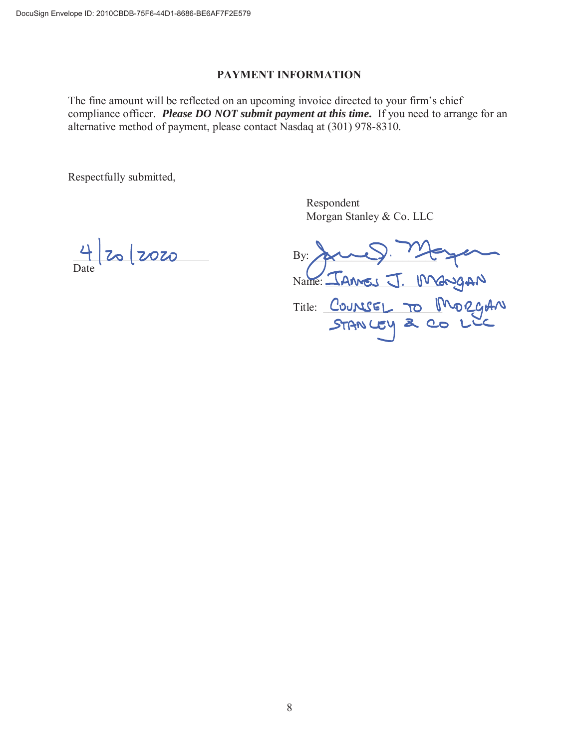## PAYMENT INFORMATION

The fine amount will be reflected on an upcoming invoice directed to your firm's chief compliance officer. ***Please DO NOT submit payment at this time.*** If you need to arrange for an alternative method of payment, please contact Nasdaq at (301) 978-8310.

Respectfully submitted,

Respondent
Morgan Stanley & Co. LLC

4/20/2020
Date

By: [signature]

Name: JAMES J. MANGAN

Title: COUNSEL TO MORGAN STANLEY & CO LLC